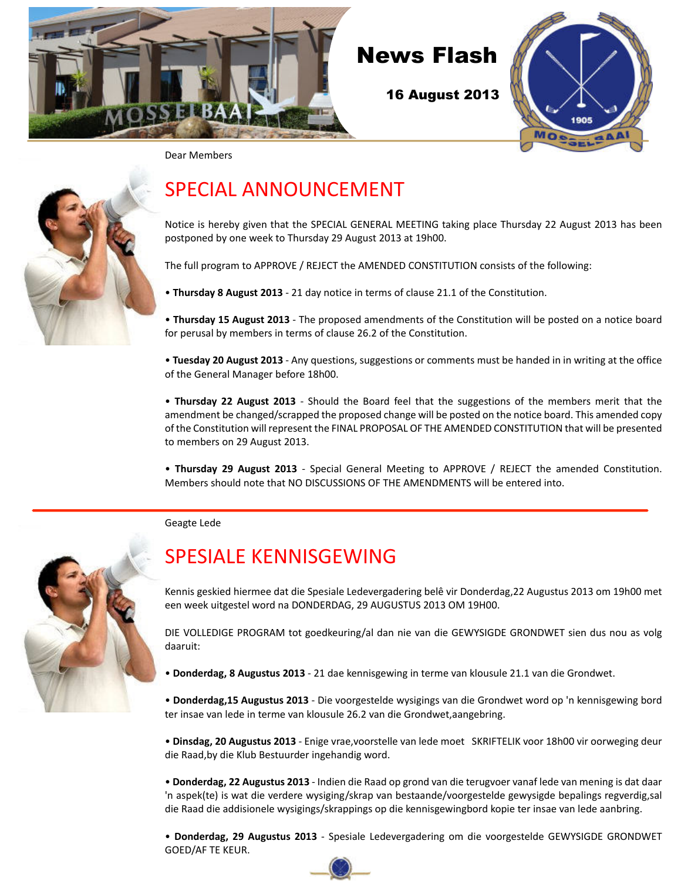# News Flash

**16 August 2013**

Dear Members

## SPECIAL ANNOUNCEMENT

Notice is hereby given that the SPECIAL GENERAL MEETING taking place Thursday 22 August 2013 has been postponed by one week to Thursday 29 August 2013 at 19h00.

The full program to APPROVE / REJECT the AMENDED CONSTITUTION consists of the following:

• **Thursday 8 August 2013** - 21 day notice in terms of clause 21.1 of the Constitution.

• **Thursday 15 August 2013** - The proposed amendments of the Constitution will be posted on a notice board for perusal by members in terms of clause 26.2 of the Constitution.

• **Tuesday 20 August 2013** - Any questions, suggestions or comments must be handed in in writing at the office of the General Manager before 18h00.

• **Thursday 22 August 2013** - Should the Board feel that the suggestions of the members merit that the amendment be changed/scrapped the proposed change will be posted on the notice board. This amended copy of the Constitution will represent the FINAL PROPOSAL OF THE AMENDED CONSTITUTION that will be presented to members on 29 August 2013.

• **Thursday 29 August 2013** - Special General Meeting to APPROVE / REJECT the amended Constitution. Members should note that NO DISCUSSIONS OF THE AMENDMENTS will be entered into.

---

Geagte Lede

## SPESIALE KENNISGEWING

Kennis geskied hiermee dat die Spesiale Ledevergadering belê vir Donderdag,22 Augustus 2013 om 19h00 met een week uitgestel word na DONDERDAG, 29 AUGUSTUS 2013 OM 19H00.

DIE VOLLEDIGE PROGRAM tot goedkeuring/al dan nie van die GEWYSIGDE GRONDWET sien dus nou as volg daaruit:

• **Donderdag, 8 Augustus 2013** - 21 dae kennisgewing in terme van klousule 21.1 van die Grondwet.

• **Donderdag,15 Augustus 2013** - Die voorgestelde wysigings van die Grondwet word op 'n kennisgewing bord ter insae van lede in terme van klousule 26.2 van die Grondwet,aangebring.

• **Dinsdag, 20 Augustus 2013** - Enige vrae,voorstelle van lede moet SKRIFTELIK voor 18h00 vir oorweging deur die Raad,by die Klub Bestuurder ingehandig word.

• **Donderdag, 22 Augustus 2013** - Indien die Raad op grond van die terugvoer vanaf lede van mening is dat daar 'n aspek(te) is wat die verdere wysiging/skrap van bestaande/voorgestelde gewysigde bepalings regverdig,sal die Raad die addisionele wysigings/skrappings op die kennisgewingbord kopie ter insae van lede aanbring.

• **Donderdag, 29 Augustus 2013** - Spesiale Ledevergadering om die voorgestelde GEWYSIGDE GRONDWET GOED/AF TE KEUR.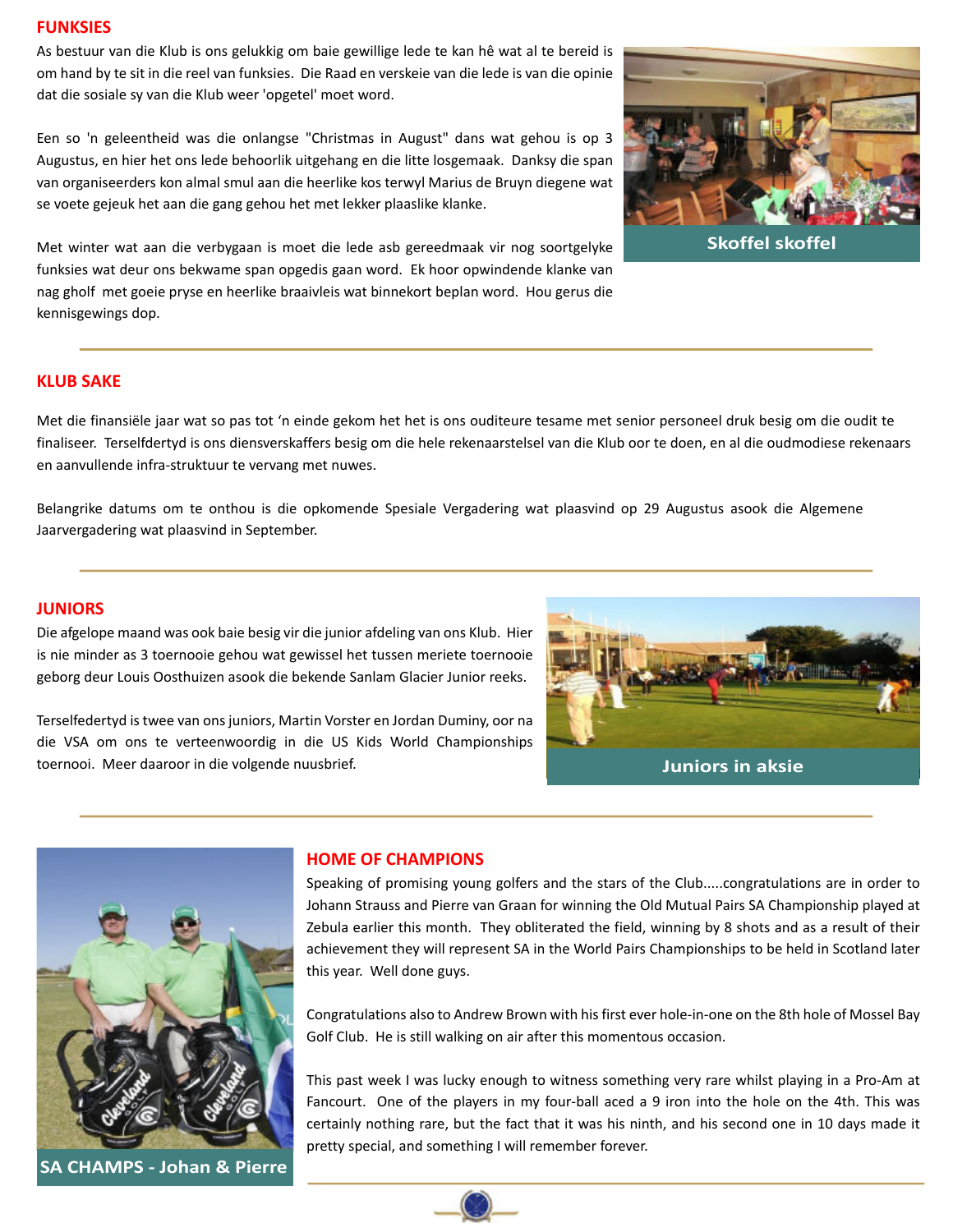## FUNKSIES

As bestuur van die Klub is ons gelukkig om baie gewillige lede te kan hê wat al te bereid is om hand by te sit in die reel van funksies. Die Raad en verskeie van die lede is van die opinie dat die sosiale sy van die Klub weer 'opgetel' moet word.

Een so 'n geleentheid was die onlangse "Christmas in August" dans wat gehou is op 3 Augustus, en hier het ons lede behoorlik uitgehang en die litte losgemaak. Danksy die span van organiseerders kon almal smul aan die heerlike kos terwyl Marius de Bruyn diegene wat se voete gejeuk het aan die gang gehou het met lekker plaaslike klanke.

Met winter wat aan die verbygaan is moet die lede asb gereedmaak vir nog soortgelyke funksies wat deur ons bekwame span opgedis gaan word. Ek hoor opwindende klanke van nag gholf met goeie pryse en heerlike braaivleis wat binnekort beplan word. Hou gerus die kennisgewings dop.

Skoffel skoffel

## KLUB SAKE

Met die finansiële jaar wat so pas tot 'n einde gekom het het is ons ouditeure tesame met senior personeel druk besig om die oudit te finaliseer. Terselfdertyd is ons diensverskaffers besig om die hele rekenaarstelsel van die Klub oor te doen, en al die oudmodiese rekenaars en aanvullende infra-struktuur te vervang met nuwes.

Belangrike datums om te onthou is die opkomende Spesiale Vergadering wat plaasvind op 29 Augustus asook die Algemene Jaarvergadering wat plaasvind in September.

## JUNIORS

Die afgelope maand was ook baie besig vir die junior afdeling van ons Klub. Hier is nie minder as 3 toernooie gehou wat gewissel het tussen meriete toernooie geborg deur Louis Oosthuizen asook die bekende Sanlam Glacier Junior reeks.

Terselfedertyd is twee van ons juniors, Martin Vorster en Jordan Duminy, oor na die VSA om ons te verteenwoordig in die US Kids World Championships toernooi. Meer daaroor in die volgende nuusbrief.

Juniors in aksie

## HOME OF CHAMPIONS

Speaking of promising young golfers and the stars of the Club.....congratulations are in order to Johann Strauss and Pierre van Graan for winning the Old Mutual Pairs SA Championship played at Zebula earlier this month. They obliterated the field, winning by 8 shots and as a result of their achievement they will represent SA in the World Pairs Championships to be held in Scotland later this year. Well done guys.

Congratulations also to Andrew Brown with his first ever hole-in-one on the 8th hole of Mossel Bay Golf Club. He is still walking on air after this momentous occasion.

This past week I was lucky enough to witness something very rare whilst playing in a Pro-Am at Fancourt. One of the players in my four-ball aced a 9 iron into the hole on the 4th. This was certainly nothing rare, but the fact that it was his ninth, and his second one in 10 days made it pretty special, and something I will remember forever.

SA CHAMPS - Johan & Pierre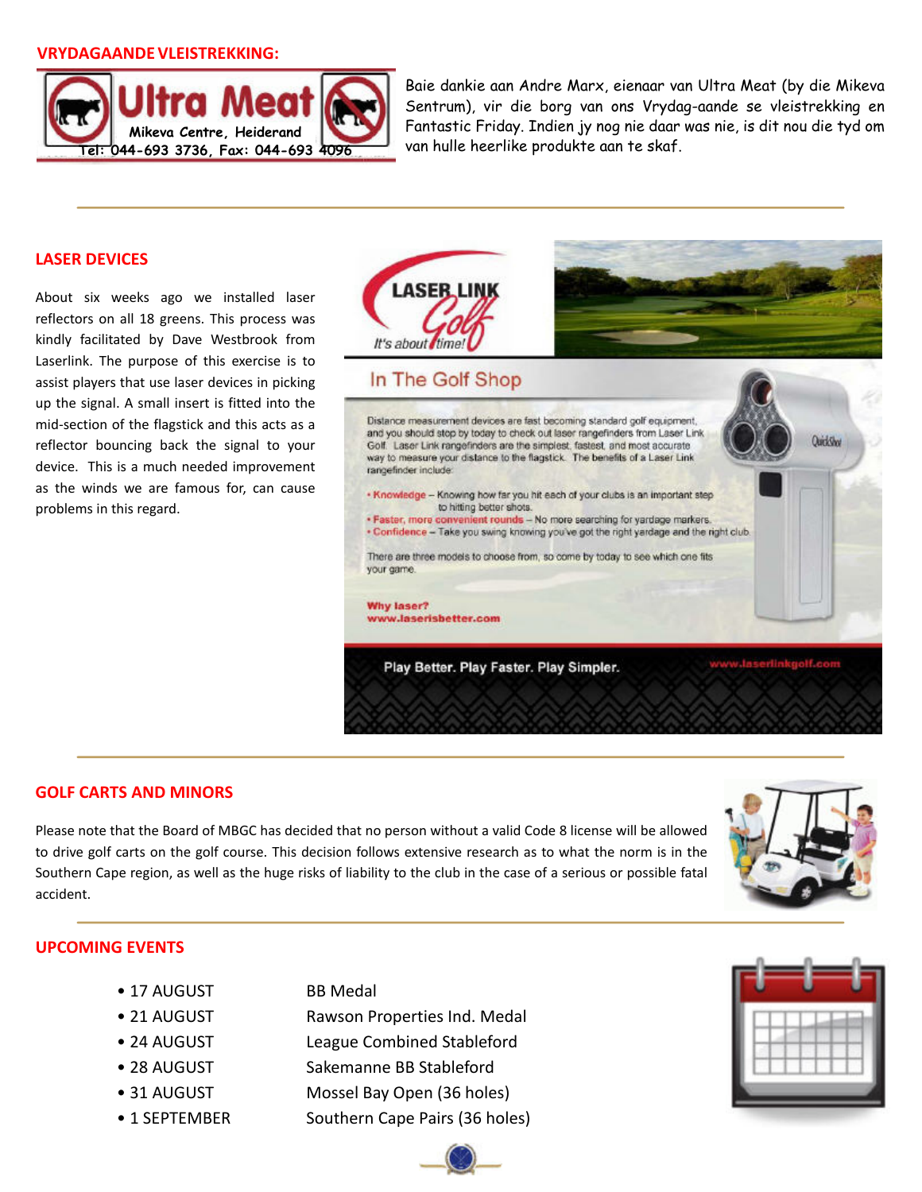## VRYDAGAANDE VLEISTREKKING:

Ultra Meat
Mikeva Centre, Heiderand
Tel: 044-693 3736, Fax: 044-693 4096

Baie dankie aan Andre Marx, eienaar van Ultra Meat (by die Mikeva Sentrum), vir die borg van ons Vrydag-aande se vleistrekking en Fantastic Friday. Indien jy nog nie daar was nie, is dit nou die tyd om van hulle heerlike produkte aan te skaf.

## LASER DEVICES

About six weeks ago we installed laser reflectors on all 18 greens. This process was kindly facilitated by Dave Westbrook from Laserlink. The purpose of this exercise is to assist players that use laser devices in picking up the signal. A small insert is fitted into the mid-section of the flagstick and this acts as a reflector bouncing back the signal to your device. This is a much needed improvement as the winds we are famous for, can cause problems in this regard.

LASER LINK Golf
*It's about time!*

### In The Golf Shop

Distance measurement devices are fast becoming standard golf equipment, and you should stop by today to check out laser rangefinders from Laser Link Golf. Laser Link rangefinders are the simplest, fastest, and most accurate way to measure your distance to the flagstick. The benefits of a Laser Link rangefinder include:

- **Knowledge** – Knowing how far you hit each of your clubs is an important step to hitting better shots.
- **Faster, more convenient rounds** – No more searching for yardage markers.
- **Confidence** – Take you swing knowing you've got the right yardage and the right club.

There are three models to choose from, so come by today to see which one fits your game.

**Why laser?**
**www.laserisbetter.com**

Play Better. Play Faster. Play Simpler. www.laserlinkgolf.com

## GOLF CARTS AND MINORS

Please note that the Board of MBGC has decided that no person without a valid Code 8 license will be allowed to drive golf carts on the golf course. This decision follows extensive research as to what the norm is in the Southern Cape region, as well as the huge risks of liability to the club in the case of a serious or possible fatal accident.

## UPCOMING EVENTS

- 17 AUGUST — BB Medal
- 21 AUGUST — Rawson Properties Ind. Medal
- 24 AUGUST — League Combined Stableford
- 28 AUGUST — Sakemanne BB Stableford
- 31 AUGUST — Mossel Bay Open (36 holes)
- 1 SEPTEMBER — Southern Cape Pairs (36 holes)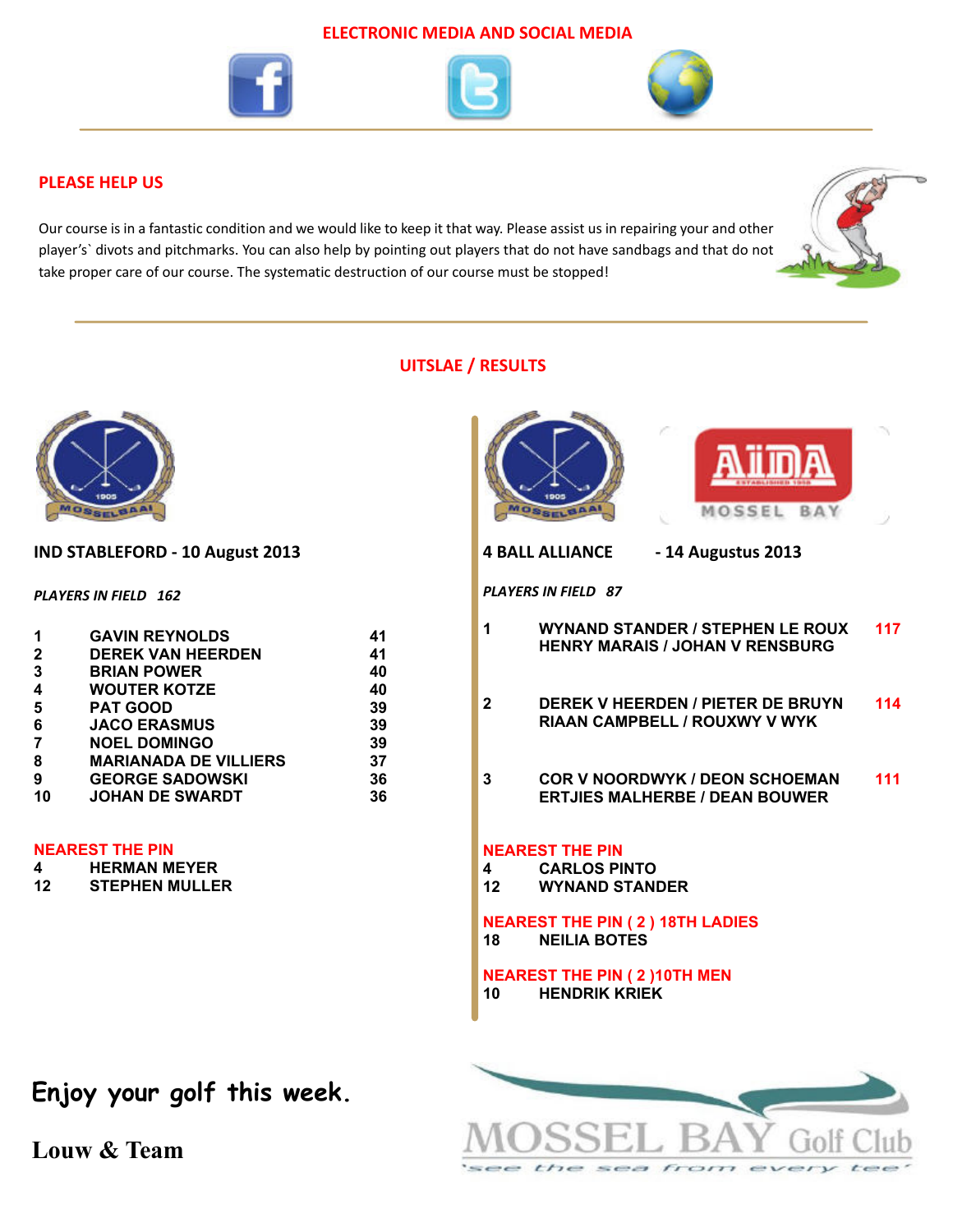## ELECTRONIC MEDIA AND SOCIAL MEDIA

## PLEASE HELP US

Our course is in a fantastic condition and we would like to keep it that way. Please assist us in repairing your and other player's` divots and pitchmarks. You can also help by pointing out players that do not have sandbags and that do not take proper care of our course. The systematic destruction of our course must be stopped!

## UITSLAE / RESULTS

### IND STABLEFORD - 10 August 2013

*PLAYERS IN FIELD 162*

| | | |
|---|---|---|
| 1 | GAVIN REYNOLDS | 41 |
| 2 | DEREK VAN HEERDEN | 41 |
| 3 | BRIAN POWER | 40 |
| 4 | WOUTER KOTZE | 40 |
| 5 | PAT GOOD | 39 |
| 6 | JACO ERASMUS | 39 |
| 7 | NOEL DOMINGO | 39 |
| 8 | MARIANADA DE VILLIERS | 37 |
| 9 | GEORGE SADOWSKI | 36 |
| 10 | JOHAN DE SWARDT | 36 |

**NEAREST THE PIN**

4 HERMAN MEYER
12 STEPHEN MULLER

### 4 BALL ALLIANCE - 14 Augustus 2013

*PLAYERS IN FIELD 87*

| | | |
|---|---|---|
| 1 | WYNAND STANDER / STEPHEN LE ROUX<br>HENRY MARAIS / JOHAN V RENSBURG | 117 |
| 2 | DEREK V HEERDEN / PIETER DE BRUYN<br>RIAAN CAMPBELL / ROUXWY V WYK | 114 |
| 3 | COR V NOORDWYK / DEON SCHOEMAN<br>ERTJIES MALHERBE / DEAN BOUWER | 111 |

**NEAREST THE PIN**

4 CARLOS PINTO
12 WYNAND STANDER

**NEAREST THE PIN ( 2 ) 18TH LADIES**

18 NEILIA BOTES

**NEAREST THE PIN ( 2 )10TH MEN**

10 HENDRIK KRIEK

Enjoy your golf this week.

Louw & Team

MOSSEL BAY Golf Club
'see the sea from every tee'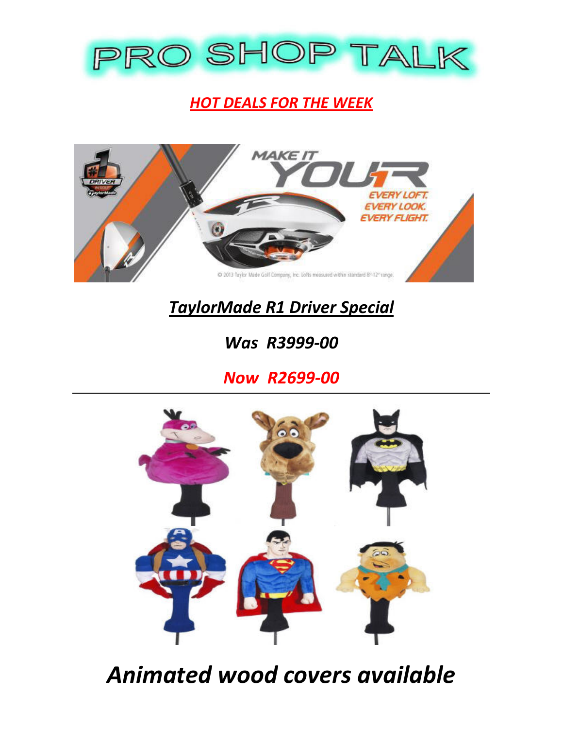# PRO SHOP TALK

## HOT DEALS FOR THE WEEK

***TaylorMade R1 Driver Special***

***Was R3999-00***

***Now R2699-00***

---

***Animated wood covers available***